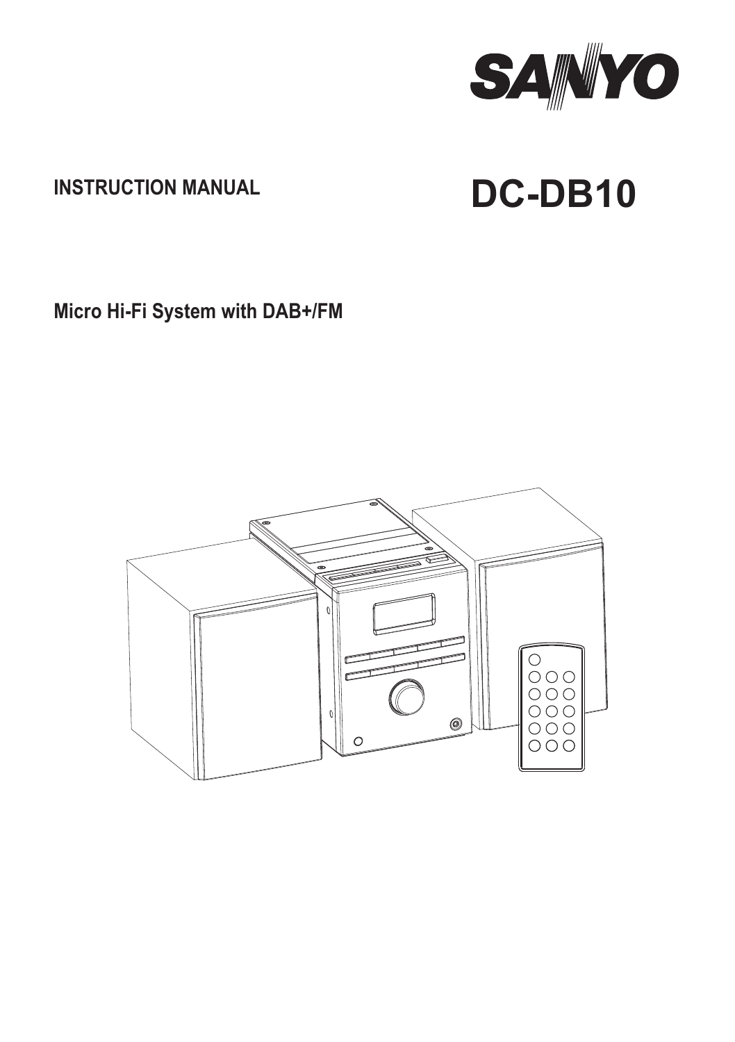SANYO

# INSTRUCTION MANUAL

# DC-DB10

## Micro Hi-Fi System with DAB+/FM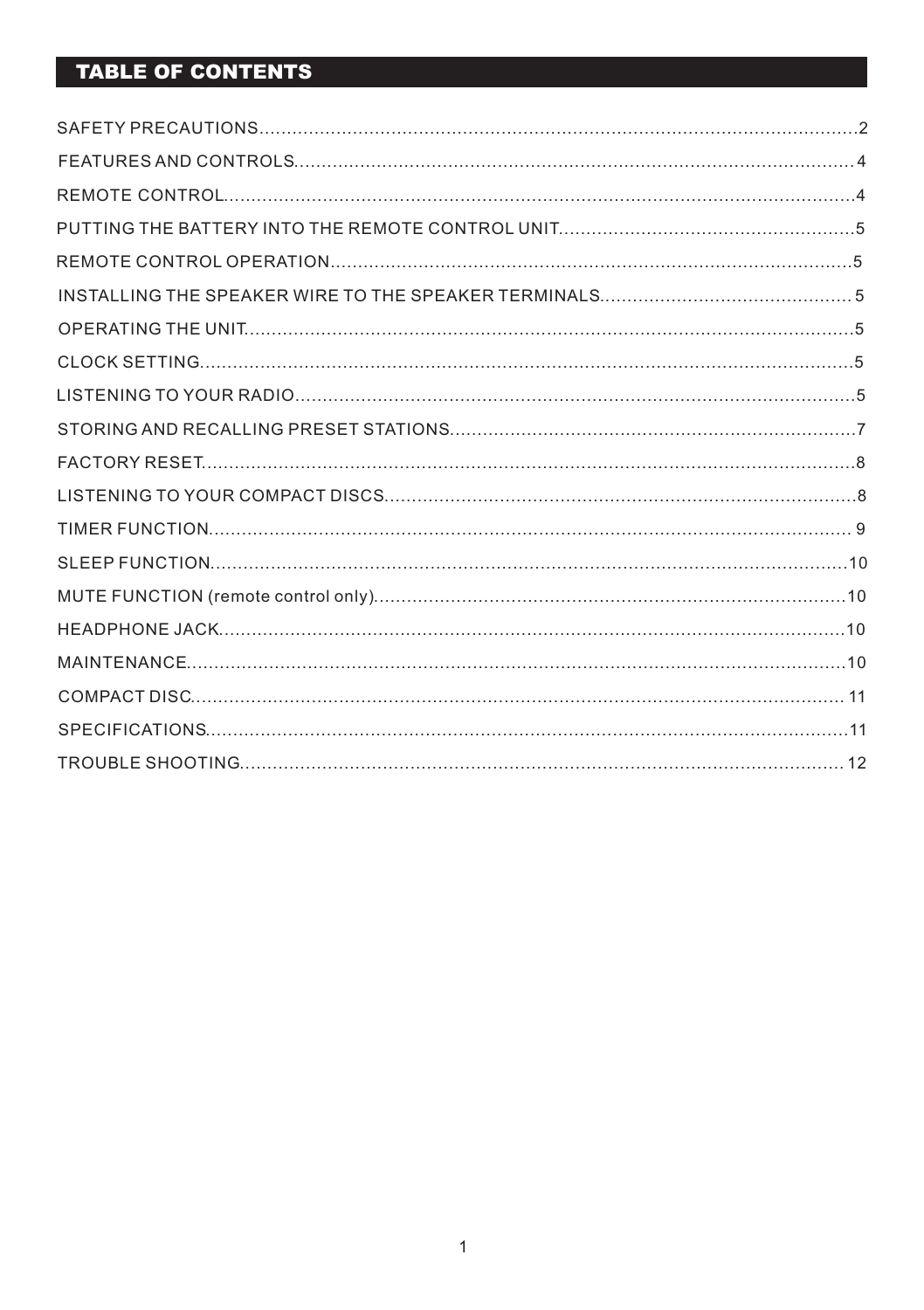## TABLE OF CONTENTS

SAFETY PRECAUTIONS............................................................................................................2

FEATURES AND CONTROLS..................................................................................................4

REMOTE CONTROL................................................................................................................4

PUTTING THE BATTERY INTO THE REMOTE CONTROL UNIT...........................................5

REMOTE CONTROL OPERATION..........................................................................................5

INSTALLING THE SPEAKER WIRE TO THE SPEAKER TERMINALS..................................5

OPERATING THE UNIT............................................................................................................5

CLOCK SETTING.....................................................................................................................5

LISTENING TO YOUR RADIO..................................................................................................5

STORING AND RECALLING PRESET STATIONS..................................................................7

FACTORY RESET.....................................................................................................................8

LISTENING TO YOUR COMPACT DISCS................................................................................8

TIMER FUNCTION....................................................................................................................9

SLEEP FUNCTION..................................................................................................................10

MUTE FUNCTION (remote control only)..................................................................................10

HEADPHONE JACK................................................................................................................10

MAINTENANCE.......................................................................................................................10

COMPACT DISC......................................................................................................................11

SPECIFICATIONS....................................................................................................................11

TROUBLE SHOOTING............................................................................................................12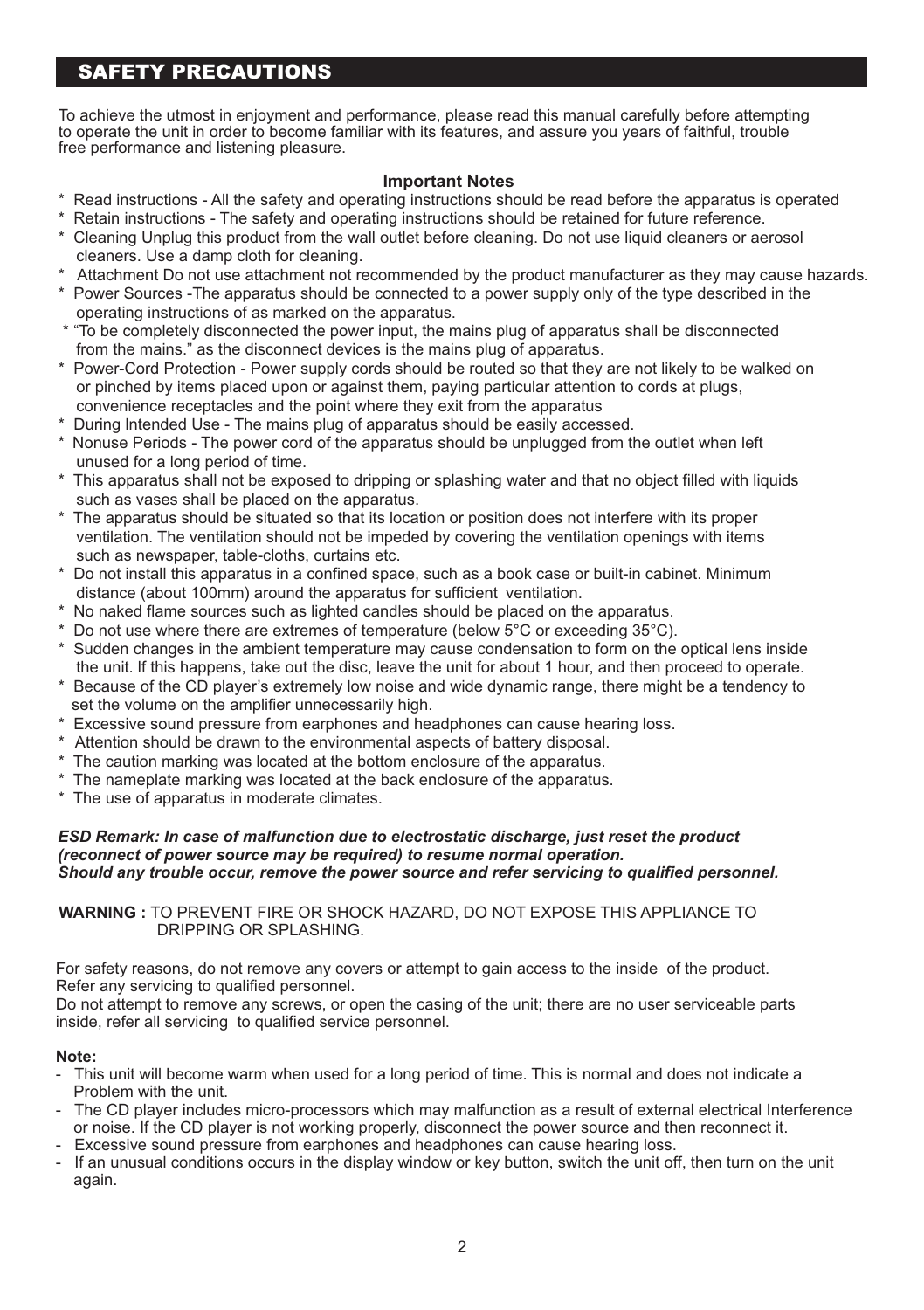## SAFETY PRECAUTIONS

To achieve the utmost in enjoyment and performance, please read this manual carefully before attempting to operate the unit in order to become familiar with its features, and assure you years of faithful, trouble free performance and listening pleasure.

**Important Notes**

* Read instructions - All the safety and operating instructions should be read before the apparatus is operated
* Retain instructions - The safety and operating instructions should be retained for future reference.
* Cleaning Unplug this product from the wall outlet before cleaning. Do not use liquid cleaners or aerosol cleaners. Use a damp cloth for cleaning.
* Attachment Do not use attachment not recommended by the product manufacturer as they may cause hazards.
* Power Sources -The apparatus should be connected to a power supply only of the type described in the operating instructions of as marked on the apparatus.
* "To be completely disconnected the power input, the mains plug of apparatus shall be disconnected from the mains." as the disconnect devices is the mains plug of apparatus.
* Power-Cord Protection - Power supply cords should be routed so that they are not likely to be walked on or pinched by items placed upon or against them, paying particular attention to cords at plugs, convenience receptacles and the point where they exit from the apparatus
* During Intended Use - The mains plug of apparatus should be easily accessed.
* Nonuse Periods - The power cord of the apparatus should be unplugged from the outlet when left unused for a long period of time.
* This apparatus shall not be exposed to dripping or splashing water and that no object filled with liquids such as vases shall be placed on the apparatus.
* The apparatus should be situated so that its location or position does not interfere with its proper ventilation. The ventilation should not be impeded by covering the ventilation openings with items such as newspaper, table-cloths, curtains etc.
* Do not install this apparatus in a confined space, such as a book case or built-in cabinet. Minimum distance (about 100mm) around the apparatus for sufficient ventilation.
* No naked flame sources such as lighted candles should be placed on the apparatus.
* Do not use where there are extremes of temperature (below 5°C or exceeding 35°C).
* Sudden changes in the ambient temperature may cause condensation to form on the optical lens inside the unit. If this happens, take out the disc, leave the unit for about 1 hour, and then proceed to operate.
* Because of the CD player's extremely low noise and wide dynamic range, there might be a tendency to set the volume on the amplifier unnecessarily high.
* Excessive sound pressure from earphones and headphones can cause hearing loss.
* Attention should be drawn to the environmental aspects of battery disposal.
* The caution marking was located at the bottom enclosure of the apparatus.
* The nameplate marking was located at the back enclosure of the apparatus.
* The use of apparatus in moderate climates.

***ESD Remark: In case of malfunction due to electrostatic discharge, just reset the product (reconnect of power source may be required) to resume normal operation.***
***Should any trouble occur, remove the power source and refer servicing to qualified personnel.***

**WARNING :** TO PREVENT FIRE OR SHOCK HAZARD, DO NOT EXPOSE THIS APPLIANCE TO DRIPPING OR SPLASHING.

For safety reasons, do not remove any covers or attempt to gain access to the inside of the product. Refer any servicing to qualified personnel.
Do not attempt to remove any screws, or open the casing of the unit; there are no user serviceable parts inside, refer all servicing to qualified service personnel.

**Note:**

- This unit will become warm when used for a long period of time. This is normal and does not indicate a Problem with the unit.
- The CD player includes micro-processors which may malfunction as a result of external electrical Interference or noise. If the CD player is not working properly, disconnect the power source and then reconnect it.
- Excessive sound pressure from earphones and headphones can cause hearing loss.
- If an unusual conditions occurs in the display window or key button, switch the unit off, then turn on the unit again.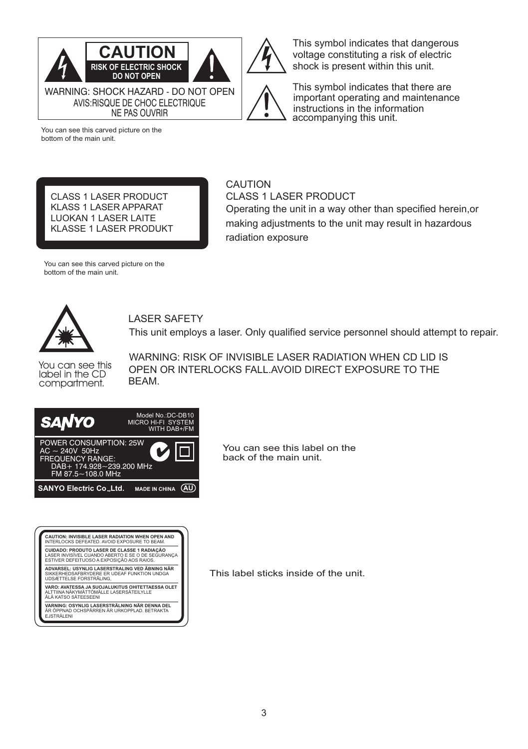**CAUTION**

**RISK OF ELECTRIC SHOCK DO NOT OPEN**

WARNING: SHOCK HAZARD - DO NOT OPEN
AVIS:RISQUE DE CHOC ELECTRIQUE
NE PAS OUVRIR

You can see this carved picture on the bottom of the main unit.

This symbol indicates that dangerous voltage constituting a risk of electric shock is present within this unit.

This symbol indicates that there are important operating and maintenance instructions in the information accompanying this unit.

CLASS 1 LASER PRODUCT
KLASS 1 LASER APPARAT
LUOKAN 1 LASER LAITE
KLASSE 1 LASER PRODUKT

You can see this carved picture on the bottom of the main unit.

CAUTION
CLASS 1 LASER PRODUCT
Operating the unit in a way other than specified herein,or making adjustments to the unit may result in hazardous radiation exposure

You can see this label in the CD compartment.

LASER SAFETY
This unit employs a laser. Only qualified service personnel should attempt to repair.

WARNING: RISK OF INVISIBLE LASER RADIATION WHEN CD LID IS OPEN OR INTERLOCKS FALL.AVOID DIRECT EXPOSURE TO THE BEAM.

**SANYO** Model No.:DC-DB10
MICRO HI-FI SYSTEM
WITH DAB+/FM

POWER CONSUMPTION: 25W
AC ~ 240V 50Hz
FREQUENCY RANGE:
DAB+ 174.928~239.200 MHz
FM 87.5~108.0 MHz

**SANYO Electric Co.,Ltd.** MADE IN CHINA AU

You can see this label on the back of the main unit.

**CAUTION: INVISIBLE LASER RADIATION WHEN OPEN AND** INTERLOCKS DEFEATED. AVOID EXPOSURE TO BEAM.

**CUIDADO: PRODUTO LASER DE CLASSE 1 RADIAÇÃO** LASER INVISÍVEL CUANDO ABERTO E SE O DE SEGURANÇA ESTIVER DEFEITUOSO A EXPOSIÇÃO AOS RAIOS.

**ADVARSEL: USYNLIG LASERSTRALING VED ÅBNING NÅR** SIKKERHEDSAFBRYDERE ER UDEAF FUNKTION UNDGA UDSÆTTELSE FORSTRÅLING.

**VARO: AVATESSA JA SUOJALUKITUS OHITETTAESSA OLET** ALTTIINA NÄKYMÄTTÖMÄLLE LASERSÄTEILYLLE ÄLÄ KATSO SÄTEESEENI

**VARNING: OSYNLIG LASERSTRÄLNING NÄR DENNA DEL** ÄR ÖPPNAD OCHSPÄRREN ÄR URKOPPLAD. BETRAKTA EJSTRÅLENI

This label sticks inside of the unit.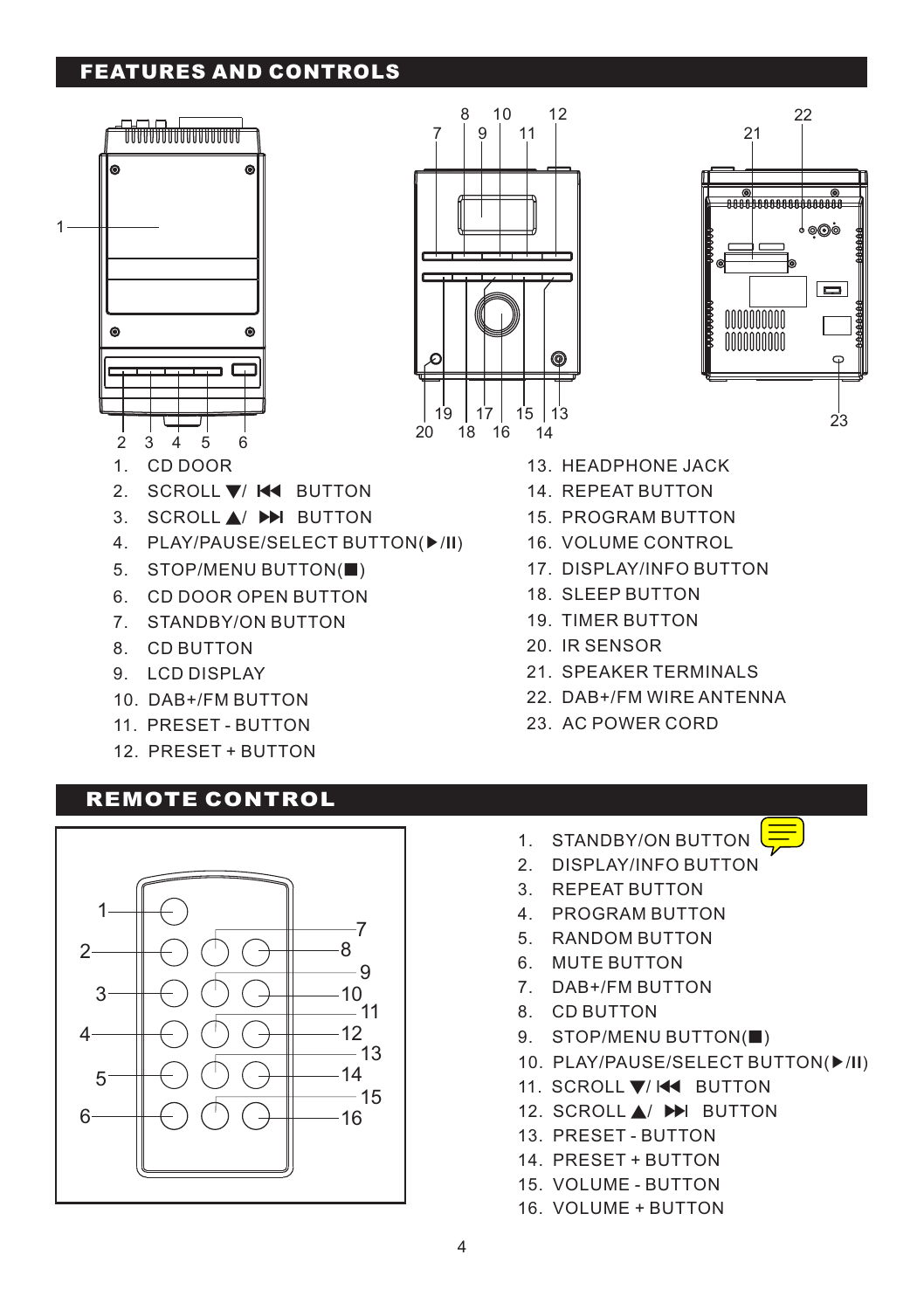## FEATURES AND CONTROLS

1. CD DOOR
2. SCROLL ▼/ ⏮ BUTTON
3. SCROLL ▲/ ⏭ BUTTON
4. PLAY/PAUSE/SELECT BUTTON(▶/II)
5. STOP/MENU BUTTON(■)
6. CD DOOR OPEN BUTTON
7. STANDBY/ON BUTTON
8. CD BUTTON
9. LCD DISPLAY
10. DAB+/FM BUTTON
11. PRESET - BUTTON
12. PRESET + BUTTON
13. HEADPHONE JACK
14. REPEAT BUTTON
15. PROGRAM BUTTON
16. VOLUME CONTROL
17. DISPLAY/INFO BUTTON
18. SLEEP BUTTON
19. TIMER BUTTON
20. IR SENSOR
21. SPEAKER TERMINALS
22. DAB+/FM WIRE ANTENNA
23. AC POWER CORD

## REMOTE CONTROL

1. STANDBY/ON BUTTON
2. DISPLAY/INFO BUTTON
3. REPEAT BUTTON
4. PROGRAM BUTTON
5. RANDOM BUTTON
6. MUTE BUTTON
7. DAB+/FM BUTTON
8. CD BUTTON
9. STOP/MENU BUTTON(■)
10. PLAY/PAUSE/SELECT BUTTON(▶/II)
11. SCROLL ▼/ ⏮ BUTTON
12. SCROLL ▲/ ⏭ BUTTON
13. PRESET - BUTTON
14. PRESET + BUTTON
15. VOLUME - BUTTON
16. VOLUME + BUTTON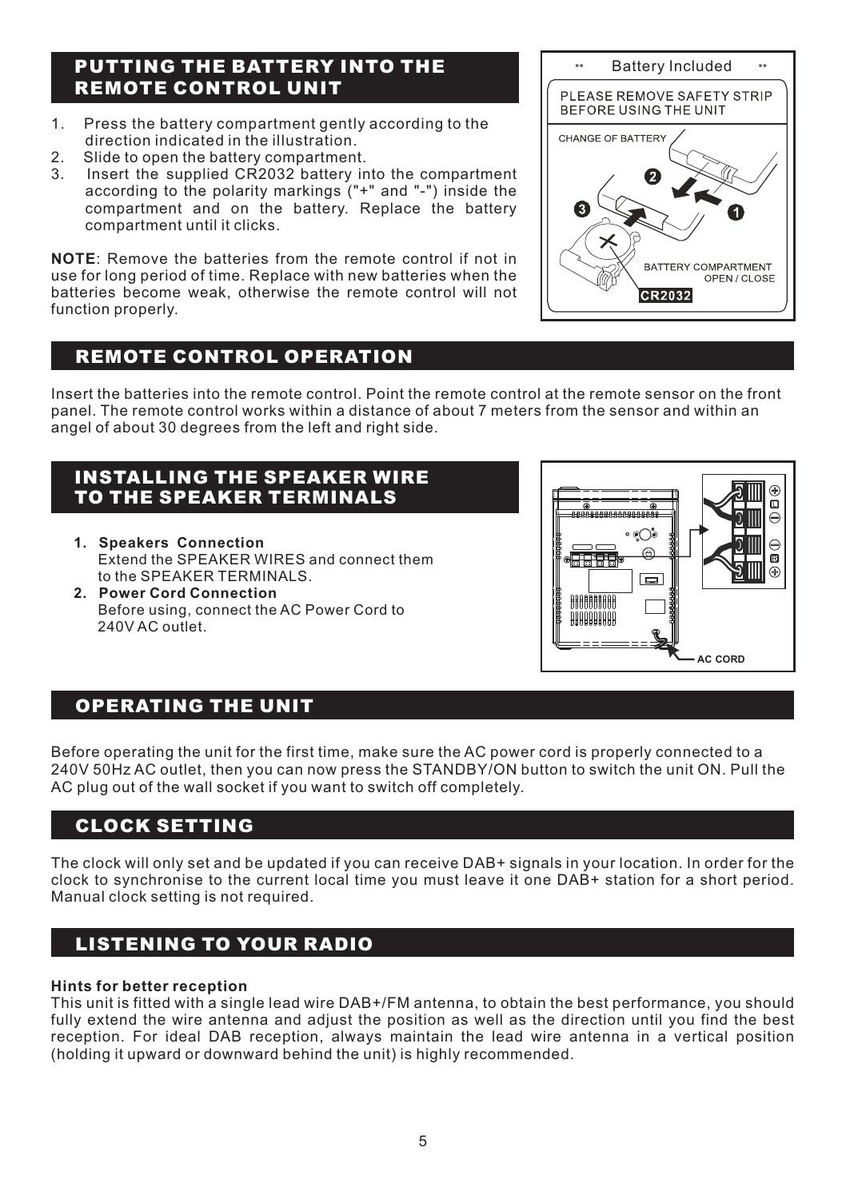## PUTTING THE BATTERY INTO THE REMOTE CONTROL UNIT

1. Press the battery compartment gently according to the direction indicated in the illustration.
2. Slide to open the battery compartment.
3. Insert the supplied CR2032 battery into the compartment according to the polarity markings ("+" and "-") inside the compartment and on the battery. Replace the battery compartment until it clicks.

**NOTE**: Remove the batteries from the remote control if not in use for long period of time. Replace with new batteries when the batteries become weak, otherwise the remote control will not function properly.

** Battery Included **

PLEASE REMOVE SAFETY STRIP BEFORE USING THE UNIT

CHANGE OF BATTERY

BATTERY COMPARTMENT OPEN / CLOSE

CR2032

## REMOTE CONTROL OPERATION

Insert the batteries into the remote control. Point the remote control at the remote sensor on the front panel. The remote control works within a distance of about 7 meters from the sensor and within an angel of about 30 degrees from the left and right side.

## INSTALLING THE SPEAKER WIRE TO THE SPEAKER TERMINALS

1. **Speakers Connection**
   Extend the SPEAKER WIRES and connect them to the SPEAKER TERMINALS.
2. **Power Cord Connection**
   Before using, connect the AC Power Cord to 240V AC outlet.

AC CORD

## OPERATING THE UNIT

Before operating the unit for the first time, make sure the AC power cord is properly connected to a 240V 50Hz AC outlet, then you can now press the STANDBY/ON button to switch the unit ON. Pull the AC plug out of the wall socket if you want to switch off completely.

## CLOCK SETTING

The clock will only set and be updated if you can receive DAB+ signals in your location. In order for the clock to synchronise to the current local time you must leave it one DAB+ station for a short period. Manual clock setting is not required.

## LISTENING TO YOUR RADIO

**Hints for better reception**

This unit is fitted with a single lead wire DAB+/FM antenna, to obtain the best performance, you should fully extend the wire antenna and adjust the position as well as the direction until you find the best reception. For ideal DAB reception, always maintain the lead wire antenna in a vertical position (holding it upward or downward behind the unit) is highly recommended.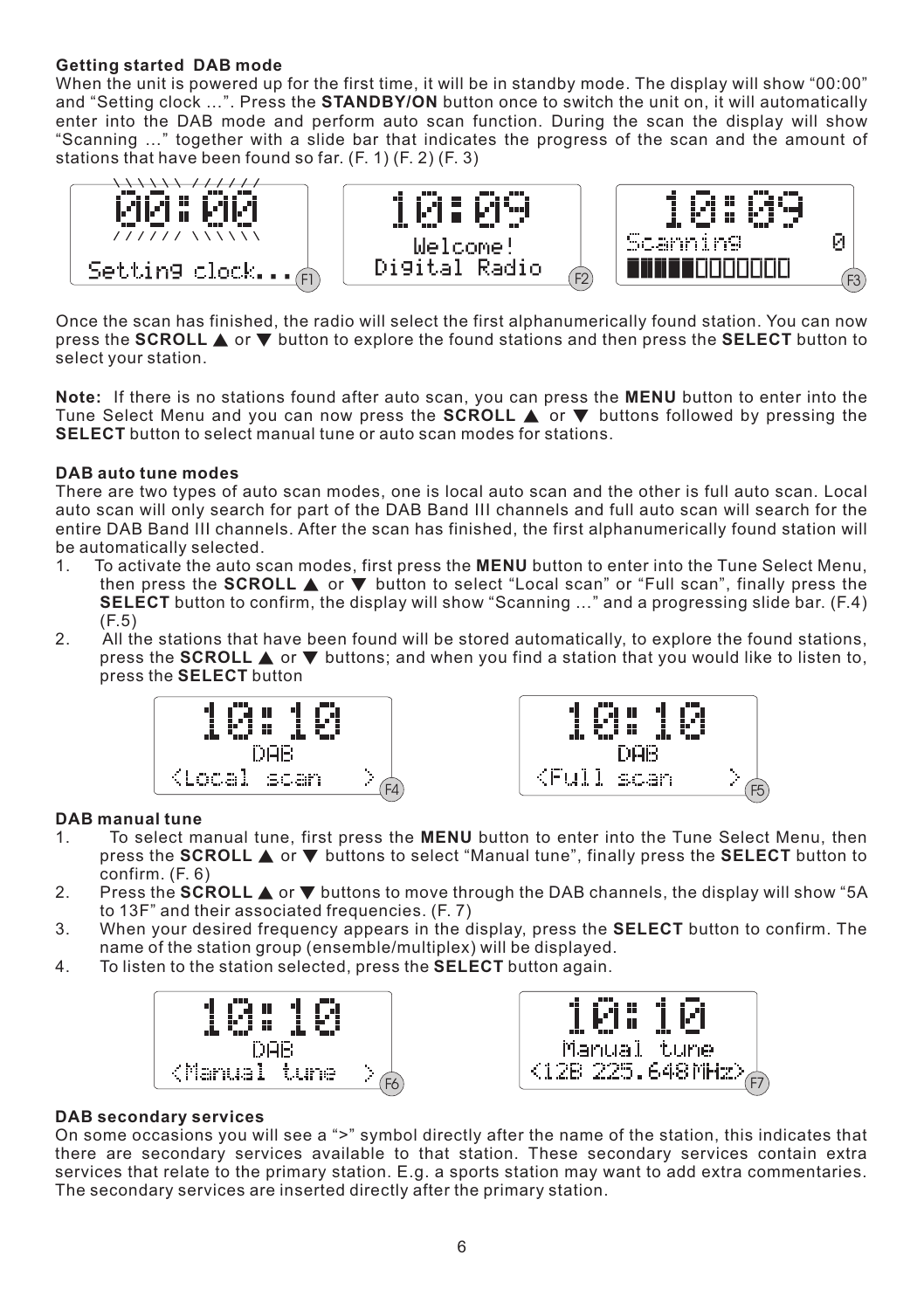**Getting started DAB mode**

When the unit is powered up for the first time, it will be in standby mode. The display will show "00:00" and "Setting clock ...". Press the **STANDBY/ON** button once to switch the unit on, it will automatically enter into the DAB mode and perform auto scan function. During the scan the display will show "Scanning ..." together with a slide bar that indicates the progress of the scan and the amount of stations that have been found so far. (F. 1) (F. 2) (F. 3)

F1: 00:00 / Setting clock...

F2: 10:09 / Welcome! / Digital Radio

F3: 10:09 / Scanning 0

Once the scan has finished, the radio will select the first alphanumerically found station. You can now press the **SCROLL ▲** or **▼** button to explore the found stations and then press the **SELECT** button to select your station.

**Note:** If there is no stations found after auto scan, you can press the **MENU** button to enter into the Tune Select Menu and you can now press the **SCROLL ▲** or **▼** buttons followed by pressing the **SELECT** button to select manual tune or auto scan modes for stations.

**DAB auto tune modes**

There are two types of auto scan modes, one is local auto scan and the other is full auto scan. Local auto scan will only search for part of the DAB Band III channels and full auto scan will search for the entire DAB Band III channels. After the scan has finished, the first alphanumerically found station will be automatically selected.

1. To activate the auto scan modes, first press the **MENU** button to enter into the Tune Select Menu, then press the **SCROLL ▲** or **▼** button to select "Local scan" or "Full scan", finally press the **SELECT** button to confirm, the display will show "Scanning ..." and a progressing slide bar. (F.4) (F.5)
2. All the stations that have been found will be stored automatically, to explore the found stations, press the **SCROLL ▲** or **▼** buttons; and when you find a station that you would like to listen to, press the **SELECT** button

F4: 10:10 / DAB / <Local scan >

F5: 10:10 / DAB / <Full scan >

**DAB manual tune**

1. To select manual tune, first press the **MENU** button to enter into the Tune Select Menu, then press the **SCROLL ▲** or **▼** buttons to select "Manual tune", finally press the **SELECT** button to confirm. (F. 6)
2. Press the **SCROLL ▲** or **▼** buttons to move through the DAB channels, the display will show "5A to 13F" and their associated frequencies. (F. 7)
3. When your desired frequency appears in the display, press the **SELECT** button to confirm. The name of the station group (ensemble/multiplex) will be displayed.
4. To listen to the station selected, press the **SELECT** button again.

F6: 10:10 / DAB / <Manual tune >

F7: 10:10 / Manual tune / <12B 225.648MHz>

**DAB secondary services**

On some occasions you will see a ">" symbol directly after the name of the station, this indicates that there are secondary services available to that station. These secondary services contain extra services that relate to the primary station. E.g. a sports station may want to add extra commentaries. The secondary services are inserted directly after the primary station.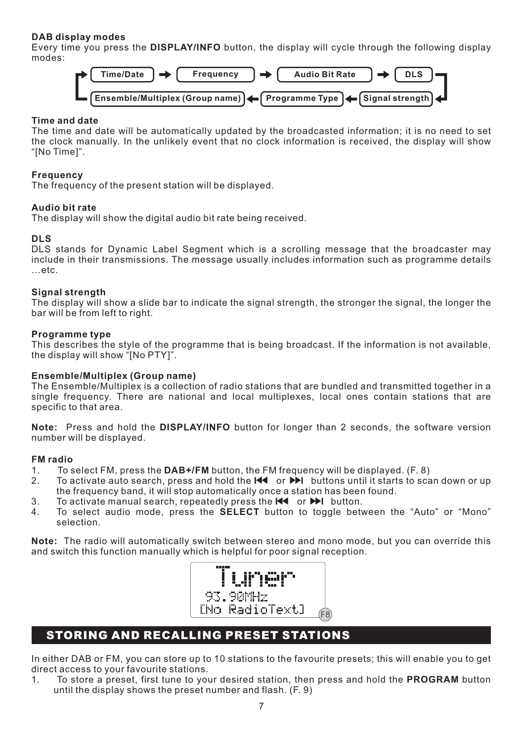**DAB display modes**

Every time you press the **DISPLAY/INFO** button, the display will cycle through the following display modes:

Time/Date → Frequency → Audio Bit Rate → DLS → Signal strength → Programme Type → Ensemble/Multiplex (Group name) → Time/Date

**Time and date**

The time and date will be automatically updated by the broadcasted information; it is no need to set the clock manually. In the unlikely event that no clock information is received, the display will show "[No Time]".

**Frequency**

The frequency of the present station will be displayed.

**Audio bit rate**

The display will show the digital audio bit rate being received.

**DLS**

DLS stands for Dynamic Label Segment which is a scrolling message that the broadcaster may include in their transmissions. The message usually includes information such as programme details …etc.

**Signal strength**

The display will show a slide bar to indicate the signal strength, the stronger the signal, the longer the bar will be from left to right.

**Programme type**

This describes the style of the programme that is being broadcast. If the information is not available, the display will show "[No PTY]".

**Ensemble/Multiplex (Group name)**

The Ensemble/Multiplex is a collection of radio stations that are bundled and transmitted together in a single frequency. There are national and local multiplexes, local ones contain stations that are specific to that area.

**Note:** Press and hold the **DISPLAY/INFO** button for longer than 2 seconds, the software version number will be displayed.

**FM radio**

1. To select FM, press the **DAB+/FM** button, the FM frequency will be displayed. (F. 8)
2. To activate auto search, press and hold the ⏮ or ⏭ buttons until it starts to scan down or up the frequency band, it will stop automatically once a station has been found.
3. To activate manual search, repeatedly press the ⏮ or ⏭ button.
4. To select audio mode, press the **SELECT** button to toggle between the "Auto" or "Mono" selection.

**Note:** The radio will automatically switch between stereo and mono mode, but you can override this and switch this function manually which is helpful for poor signal reception.

Tuner
93.90MHz
[No RadioText]

F8

## STORING AND RECALLING PRESET STATIONS

In either DAB or FM, you can store up to 10 stations to the favourite presets; this will enable you to get direct access to your favourite stations.

1. To store a preset, first tune to your desired station, then press and hold the **PROGRAM** button until the display shows the preset number and flash. (F. 9)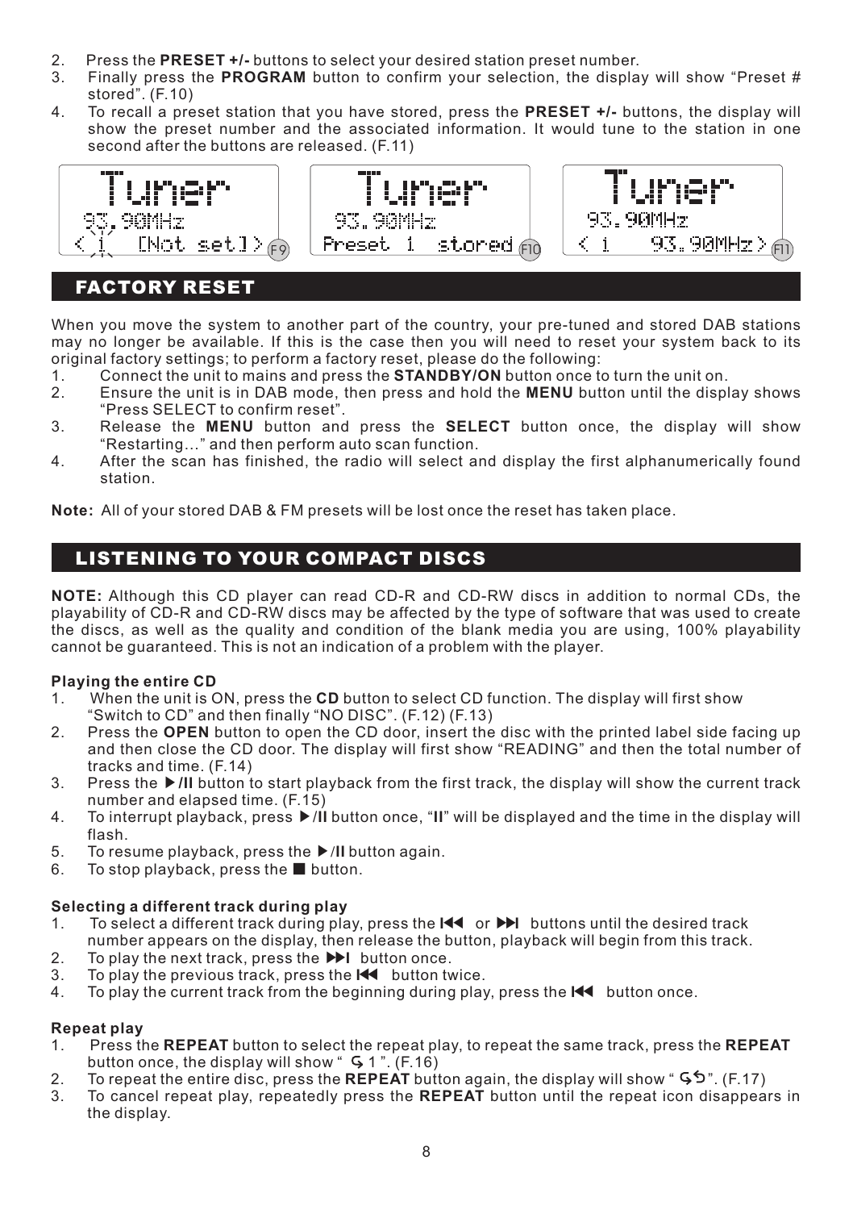2. Press the **PRESET +/-** buttons to select your desired station preset number.
3. Finally press the **PROGRAM** button to confirm your selection, the display will show "Preset # stored". (F.10)
4. To recall a preset station that you have stored, press the **PRESET +/-** buttons, the display will show the preset number and the associated information. It would tune to the station in one second after the buttons are released. (F.11)

| F9 | F10 | F11 |
|---|---|---|
| Tuner<br>93.90MHz<br>< 1 [Not set] > | Tuner<br>93.90MHz<br>Preset 1 stored | Tuner<br>93.90MHz<br>< 1 93.90MHz > |

## FACTORY RESET

When you move the system to another part of the country, your pre-tuned and stored DAB stations may no longer be available. If this is the case then you will need to reset your system back to its original factory settings; to perform a factory reset, please do the following:

1. Connect the unit to mains and press the **STANDBY/ON** button once to turn the unit on.
2. Ensure the unit is in DAB mode, then press and hold the **MENU** button until the display shows "Press SELECT to confirm reset".
3. Release the **MENU** button and press the **SELECT** button once, the display will show "Restarting…" and then perform auto scan function.
4. After the scan has finished, the radio will select and display the first alphanumerically found station.

**Note:** All of your stored DAB & FM presets will be lost once the reset has taken place.

## LISTENING TO YOUR COMPACT DISCS

**NOTE:** Although this CD player can read CD-R and CD-RW discs in addition to normal CDs, the playability of CD-R and CD-RW discs may be affected by the type of software that was used to create the discs, as well as the quality and condition of the blank media you are using, 100% playability cannot be guaranteed. This is not an indication of a problem with the player.

### Playing the entire CD

1. When the unit is ON, press the **CD** button to select CD function. The display will first show "Switch to CD" and then finally "NO DISC". (F.12) (F.13)
2. Press the **OPEN** button to open the CD door, insert the disc with the printed label side facing up and then close the CD door. The display will first show "READING" and then the total number of tracks and time. (F.14)
3. Press the **▶/II** button to start playback from the first track, the display will show the current track number and elapsed time. (F.15)
4. To interrupt playback, press **▶/II** button once, "**II**" will be displayed and the time in the display will flash.
5. To resume playback, press the **▶/II** button again.
6. To stop playback, press the ■ button.

### Selecting a different track during play

1. To select a different track during play, press the **I◀◀** or **▶▶I** buttons until the desired track number appears on the display, then release the button, playback will begin from this track.
2. To play the next track, press the **▶▶I** button once.
3. To play the previous track, press the **I◀◀** button twice.
4. To play the current track from the beginning during play, press the **I◀◀** button once.

### Repeat play

1. Press the **REPEAT** button to select the repeat play, to repeat the same track, press the **REPEAT** button once, the display will show " ↻ 1 ". (F.16)
2. To repeat the entire disc, press the **REPEAT** button again, the display will show " ↻↺ ". (F.17)
3. To cancel repeat play, repeatedly press the **REPEAT** button until the repeat icon disappears in the display.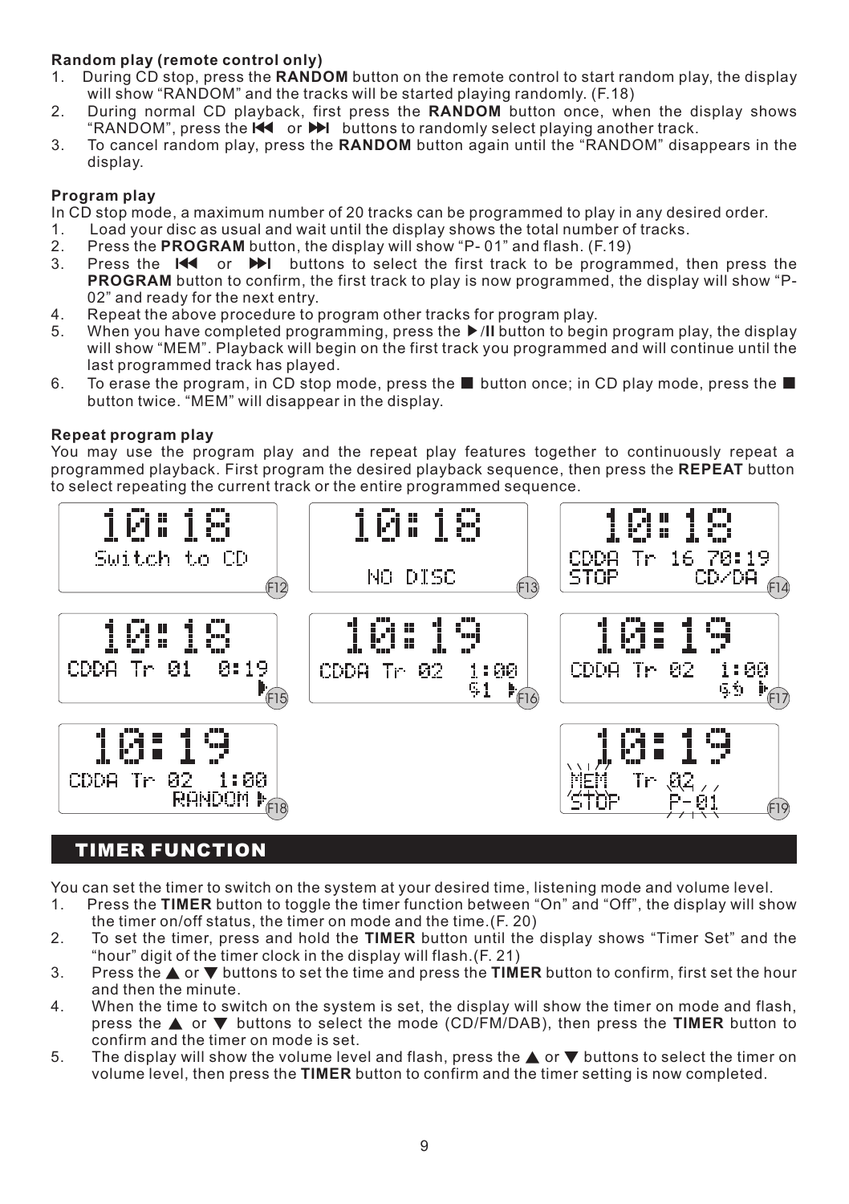**Random play (remote control only)**

1. During CD stop, press the **RANDOM** button on the remote control to start random play, the display will show “RANDOM” and the tracks will be started playing randomly. (F.18)
2. During normal CD playback, first press the **RANDOM** button once, when the display shows “RANDOM”, press the ⏮ or ⏭ buttons to randomly select playing another track.
3. To cancel random play, press the **RANDOM** button again until the “RANDOM” disappears in the display.

**Program play**

In CD stop mode, a maximum number of 20 tracks can be programmed to play in any desired order.

1. Load your disc as usual and wait until the display shows the total number of tracks.
2. Press the **PROGRAM** button, the display will show “P- 01” and flash. (F.19)
3. Press the ⏮ or ⏭ buttons to select the first track to be programmed, then press the **PROGRAM** button to confirm, the first track to play is now programmed, the display will show “P-02” and ready for the next entry.
4. Repeat the above procedure to program other tracks for program play.
5. When you have completed programming, press the ▶/II button to begin program play, the display will show “MEM”. Playback will begin on the first track you programmed and will continue until the last programmed track has played.
6. To erase the program, in CD stop mode, press the ■ button once; in CD play mode, press the ■ button twice. “MEM” will disappear in the display.

**Repeat program play**

You may use the program play and the repeat play features together to continuously repeat a programmed playback. First program the desired playback sequence, then press the **REPEAT** button to select repeating the current track or the entire programmed sequence.

10:18 Switch to CD (F12)

10:18 NO DISC (F13)

10:18 CDDA Tr 16 70:19 STOP CD/DA (F14)

10:18 CDDA Tr 01 0:19 (F15)

10:19 CDDA Tr 02 1:00 (F16)

10:19 CDDA Tr 02 1:00 (F17)

10:19 CDDA Tr 02 1:00 RANDOM (F18)

10:19 MEM Tr 02 STOP P-01 (F19)

## TIMER FUNCTION

You can set the timer to switch on the system at your desired time, listening mode and volume level.

1. Press the **TIMER** button to toggle the timer function between “On” and “Off”, the display will show the timer on/off status, the timer on mode and the time.(F. 20)
2. To set the timer, press and hold the **TIMER** button until the display shows “Timer Set” and the “hour” digit of the timer clock in the display will flash.(F. 21)
3. Press the ▲ or ▼ buttons to set the time and press the **TIMER** button to confirm, first set the hour and then the minute.
4. When the time to switch on the system is set, the display will show the timer on mode and flash, press the ▲ or ▼ buttons to select the mode (CD/FM/DAB), then press the **TIMER** button to confirm and the timer on mode is set.
5. The display will show the volume level and flash, press the ▲ or ▼ buttons to select the timer on volume level, then press the **TIMER** button to confirm and the timer setting is now completed.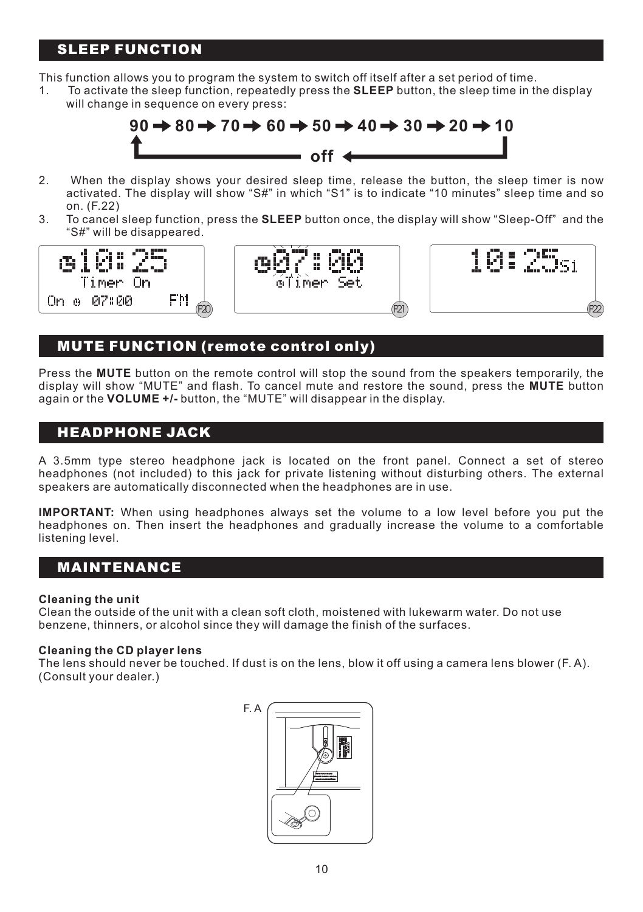## SLEEP FUNCTION

This function allows you to program the system to switch off itself after a set period of time.

1. To activate the sleep function, repeatedly press the **SLEEP** button, the sleep time in the display will change in sequence on every press:

   **90 → 80 → 70 → 60 → 50 → 40 → 30 → 20 → 10 → off → 90**

2. When the display shows your desired sleep time, release the button, the sleep timer is now activated. The display will show "S#" in which "S1" is to indicate "10 minutes" sleep time and so on. (F.22)
3. To cancel sleep function, press the **SLEEP** button once, the display will show "Sleep-Off" and the "S#" will be disappeared.

## MUTE FUNCTION (remote control only)

Press the **MUTE** button on the remote control will stop the sound from the speakers temporarily, the display will show "MUTE" and flash. To cancel mute and restore the sound, press the **MUTE** button again or the **VOLUME +/-** button, the "MUTE" will disappear in the display.

## HEADPHONE JACK

A 3.5mm type stereo headphone jack is located on the front panel. Connect a set of stereo headphones (not included) to this jack for private listening without disturbing others. The external speakers are automatically disconnected when the headphones are in use.

**IMPORTANT:** When using headphones always set the volume to a low level before you put the headphones on. Then insert the headphones and gradually increase the volume to a comfortable listening level.

## MAINTENANCE

**Cleaning the unit**
Clean the outside of the unit with a clean soft cloth, moistened with lukewarm water. Do not use benzene, thinners, or alcohol since they will damage the finish of the surfaces.

**Cleaning the CD player lens**
The lens should never be touched. If dust is on the lens, blow it off using a camera lens blower (F. A). (Consult your dealer.)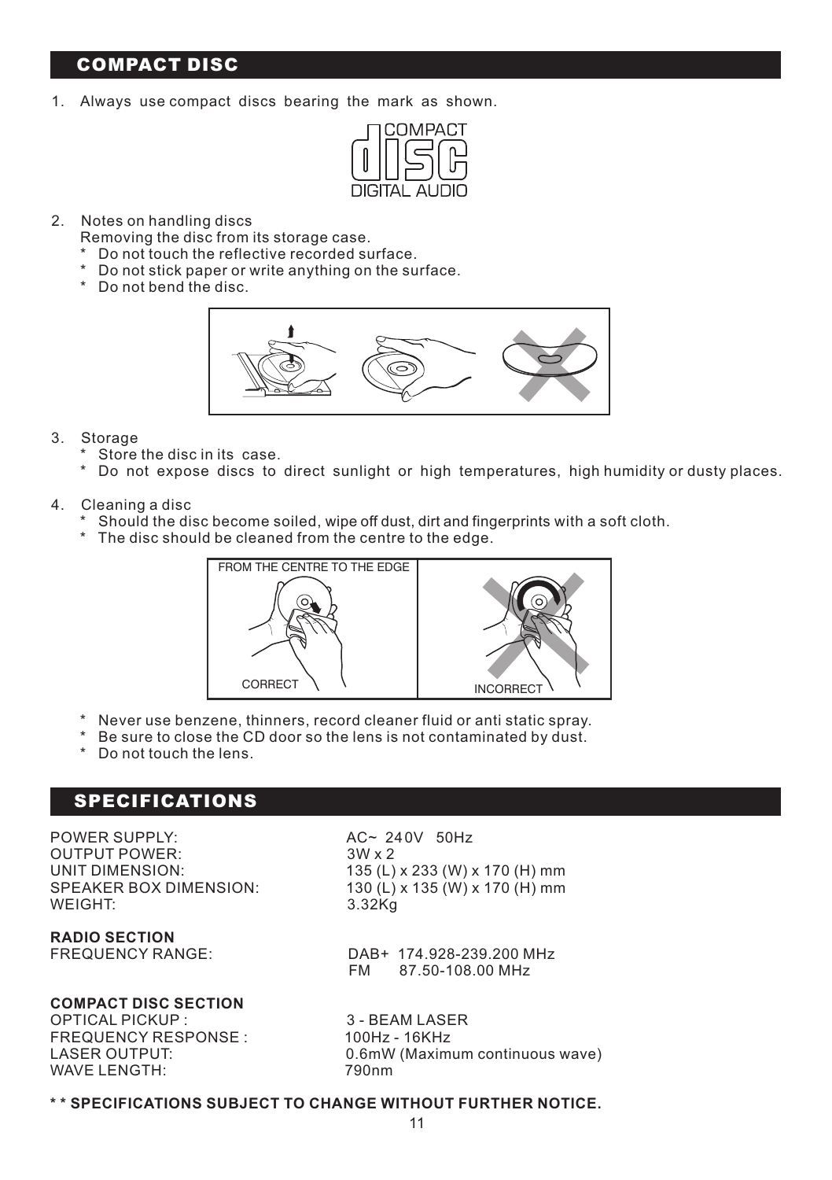## COMPACT DISC

1. Always use compact discs bearing the mark as shown.

2. Notes on handling discs
   Removing the disc from its storage case.
   * Do not touch the reflective recorded surface.
   * Do not stick paper or write anything on the surface.
   * Do not bend the disc.

3. Storage
   * Store the disc in its case.
   * Do not expose discs to direct sunlight or high temperatures, high humidity or dusty places.

4. Cleaning a disc
   * Should the disc become soiled, wipe off dust, dirt and fingerprints with a soft cloth.
   * The disc should be cleaned from the centre to the edge.

FROM THE CENTRE TO THE EDGE

CORRECT

INCORRECT

* Never use benzene, thinners, record cleaner fluid or anti static spray.
* Be sure to close the CD door so the lens is not contaminated by dust.
* Do not touch the lens.

## SPECIFICATIONS

| | |
|---|---|
| POWER SUPPLY: | AC~ 240V 50Hz |
| OUTPUT POWER: | 3W x 2 |
| UNIT DIMENSION: | 135 (L) x 233 (W) x 170 (H) mm |
| SPEAKER BOX DIMENSION: | 130 (L) x 135 (W) x 170 (H) mm |
| WEIGHT: | 3.32Kg |

**RADIO SECTION**

| | |
|---|---|
| FREQUENCY RANGE: | DAB+ 174.928-239.200 MHz |
| | FM 87.50-108.00 MHz |

**COMPACT DISC SECTION**

| | |
|---|---|
| OPTICAL PICKUP : | 3 - BEAM LASER |
| FREQUENCY RESPONSE : | 100Hz - 16KHz |
| LASER OUTPUT: | 0.6mW (Maximum continuous wave) |
| WAVE LENGTH: | 790nm |

**\* \* SPECIFICATIONS SUBJECT TO CHANGE WITHOUT FURTHER NOTICE.**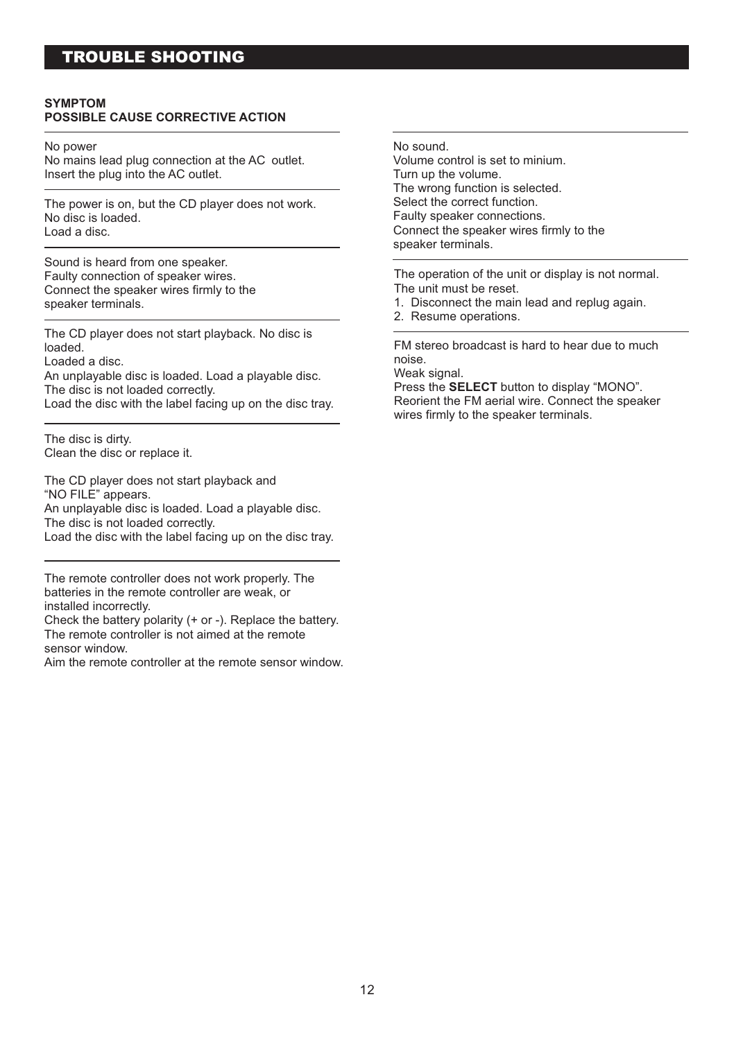# TROUBLE SHOOTING

**SYMPTOM**
**POSSIBLE CAUSE CORRECTIVE ACTION**

---

No power
No mains lead plug connection at the AC outlet.
Insert the plug into the AC outlet.

---

The power is on, but the CD player does not work.
No disc is loaded.
Load a disc.

---

Sound is heard from one speaker.
Faulty connection of speaker wires.
Connect the speaker wires firmly to the speaker terminals.

---

The CD player does not start playback. No disc is loaded.
Loaded a disc.
An unplayable disc is loaded. Load a playable disc.
The disc is not loaded correctly.
Load the disc with the label facing up on the disc tray.

---

The disc is dirty.
Clean the disc or replace it.

The CD player does not start playback and "NO FILE" appears.
An unplayable disc is loaded. Load a playable disc.
The disc is not loaded correctly.
Load the disc with the label facing up on the disc tray.

---

The remote controller does not work properly. The batteries in the remote controller are weak, or installed incorrectly.
Check the battery polarity (+ or -). Replace the battery.
The remote controller is not aimed at the remote sensor window.
Aim the remote controller at the remote sensor window.

---

No sound.
Volume control is set to minium.
Turn up the volume.
The wrong function is selected.
Select the correct function.
Faulty speaker connections.
Connect the speaker wires firmly to the speaker terminals.

---

The operation of the unit or display is not normal.
The unit must be reset.

1. Disconnect the main lead and replug again.
2. Resume operations.

---

FM stereo broadcast is hard to hear due to much noise.
Weak signal.
Press the **SELECT** button to display "MONO".
Reorient the FM aerial wire. Connect the speaker wires firmly to the speaker terminals.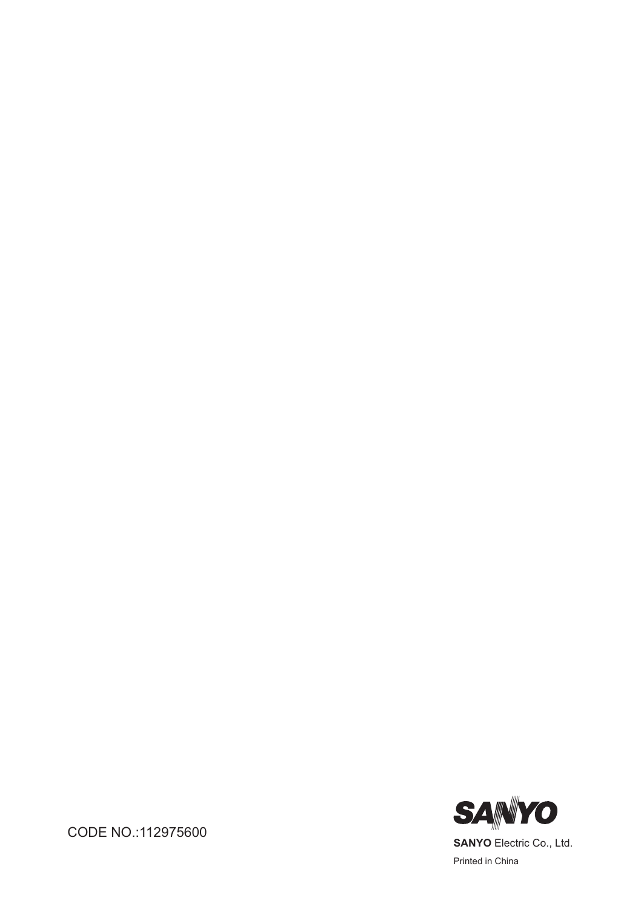CODE NO.:112975600

SANYO

**SANYO** Electric Co., Ltd.

Printed in China